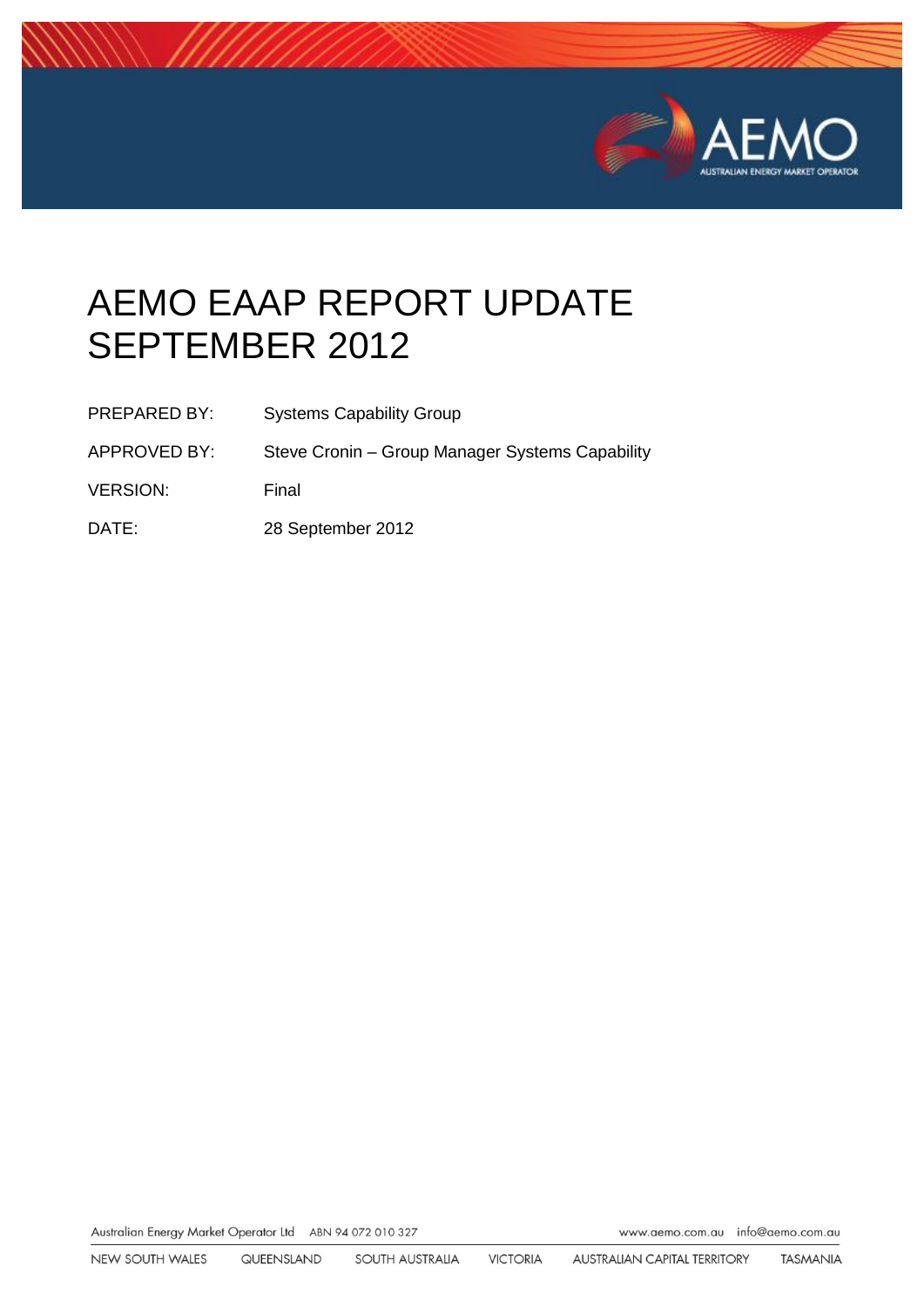# AEMO EAAP REPORT UPDATE SEPTEMBER 2012

| | |
|---|---|
| PREPARED BY: | Systems Capability Group |
| APPROVED BY: | Steve Cronin – Group Manager Systems Capability |
| VERSION: | Final |
| DATE: | 28 September 2012 |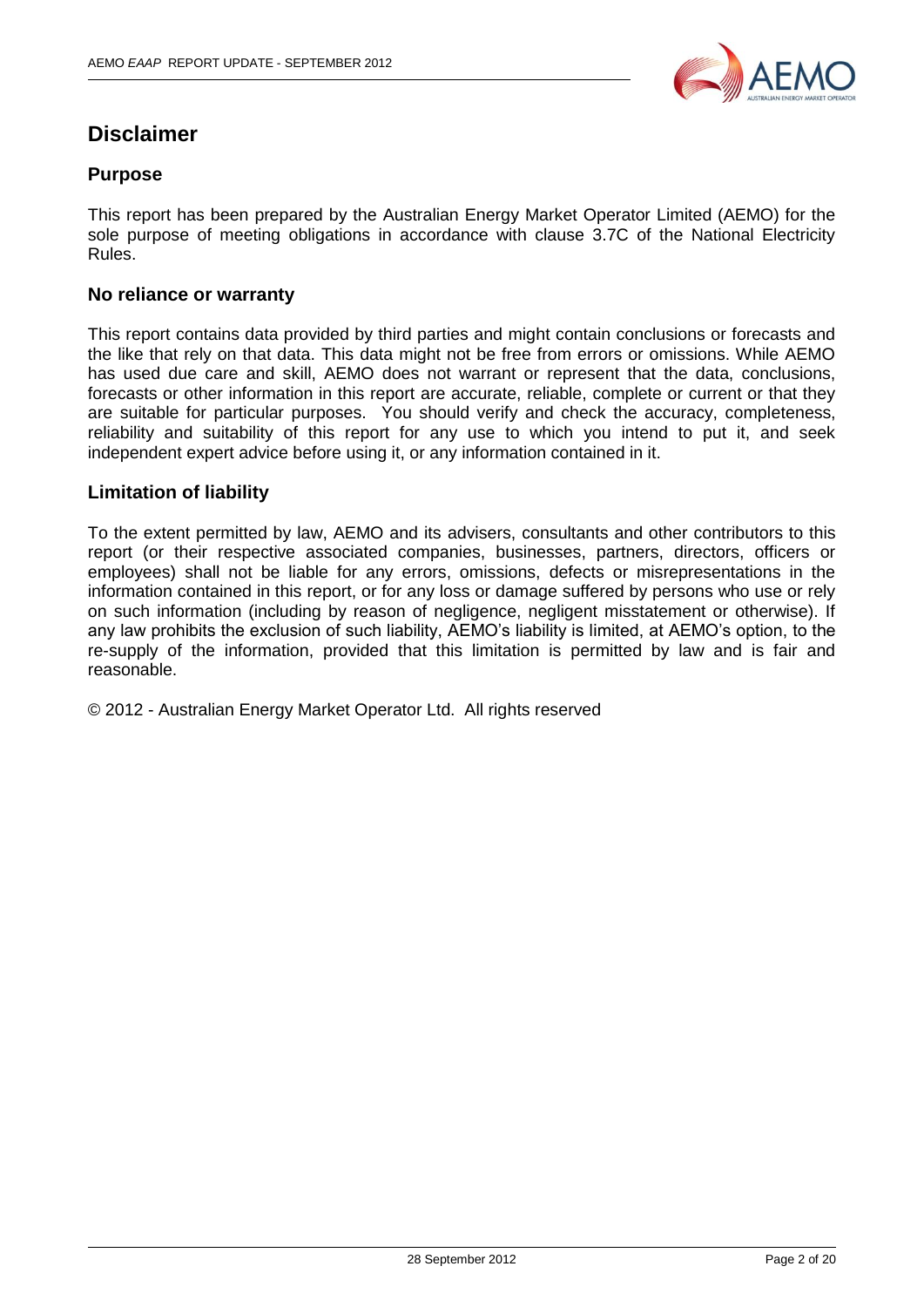# Disclaimer

## Purpose

This report has been prepared by the Australian Energy Market Operator Limited (AEMO) for the sole purpose of meeting obligations in accordance with clause 3.7C of the National Electricity Rules.

## No reliance or warranty

This report contains data provided by third parties and might contain conclusions or forecasts and the like that rely on that data. This data might not be free from errors or omissions. While AEMO has used due care and skill, AEMO does not warrant or represent that the data, conclusions, forecasts or other information in this report are accurate, reliable, complete or current or that they are suitable for particular purposes. You should verify and check the accuracy, completeness, reliability and suitability of this report for any use to which you intend to put it, and seek independent expert advice before using it, or any information contained in it.

## Limitation of liability

To the extent permitted by law, AEMO and its advisers, consultants and other contributors to this report (or their respective associated companies, businesses, partners, directors, officers or employees) shall not be liable for any errors, omissions, defects or misrepresentations in the information contained in this report, or for any loss or damage suffered by persons who use or rely on such information (including by reason of negligence, negligent misstatement or otherwise). If any law prohibits the exclusion of such liability, AEMO's liability is limited, at AEMO's option, to the re-supply of the information, provided that this limitation is permitted by law and is fair and reasonable.

© 2012 - Australian Energy Market Operator Ltd. All rights reserved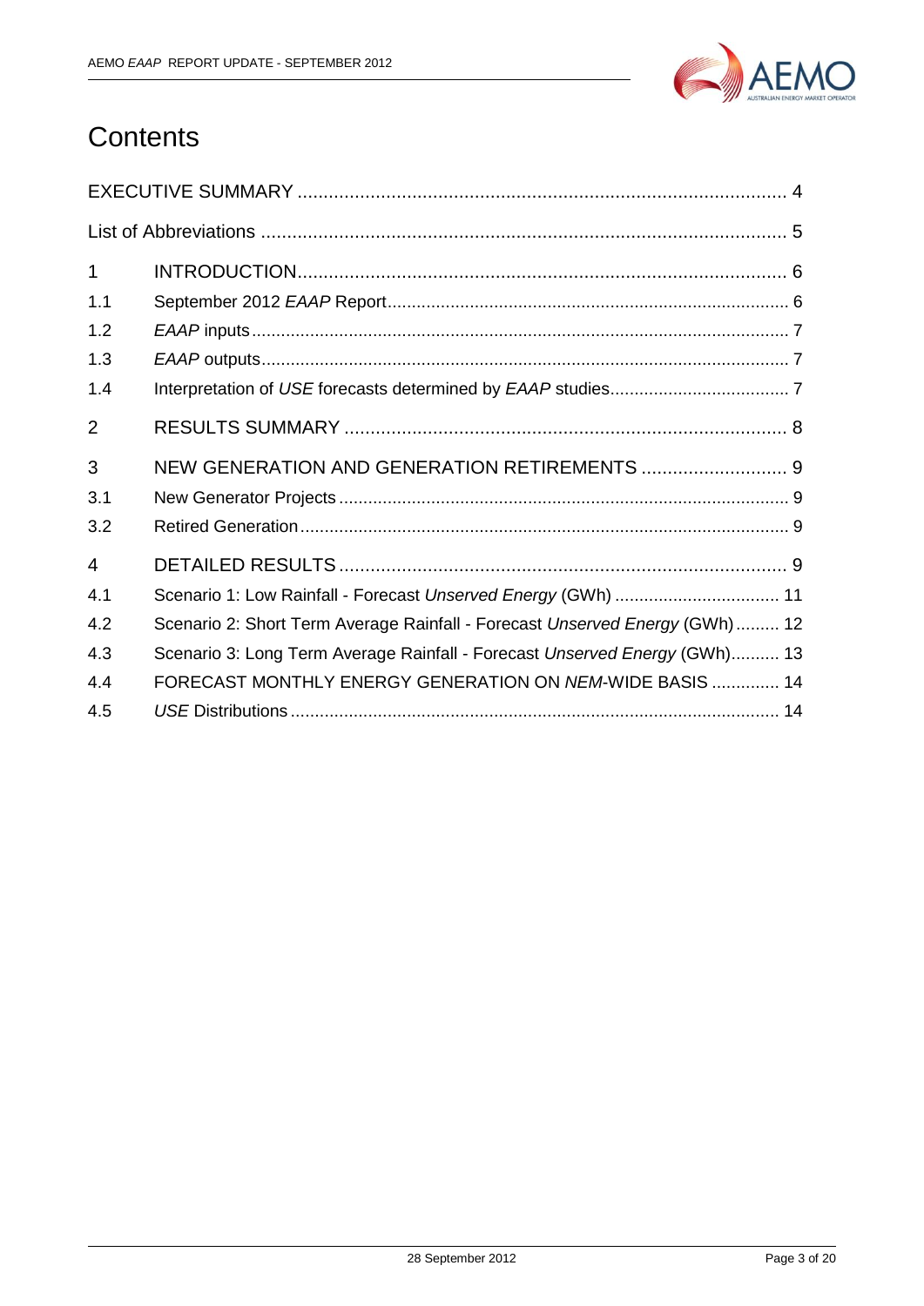# Contents

EXECUTIVE SUMMARY ..... 4

List of Abbreviations ..... 5

1 INTRODUCTION ..... 6

1.1 September 2012 *EAAP* Report ..... 6

1.2 *EAAP* inputs ..... 7

1.3 *EAAP* outputs ..... 7

1.4 Interpretation of *USE* forecasts determined by *EAAP* studies ..... 7

2 RESULTS SUMMARY ..... 8

3 NEW GENERATION AND GENERATION RETIREMENTS ..... 9

3.1 New Generator Projects ..... 9

3.2 Retired Generation ..... 9

4 DETAILED RESULTS ..... 9

4.1 Scenario 1: Low Rainfall - Forecast *Unserved Energy* (GWh) ..... 11

4.2 Scenario 2: Short Term Average Rainfall - Forecast *Unserved Energy* (GWh) ..... 12

4.3 Scenario 3: Long Term Average Rainfall - Forecast *Unserved Energy* (GWh) ..... 13

4.4 FORECAST MONTHLY ENERGY GENERATION ON *NEM*-WIDE BASIS ..... 14

4.5 *USE* Distributions ..... 14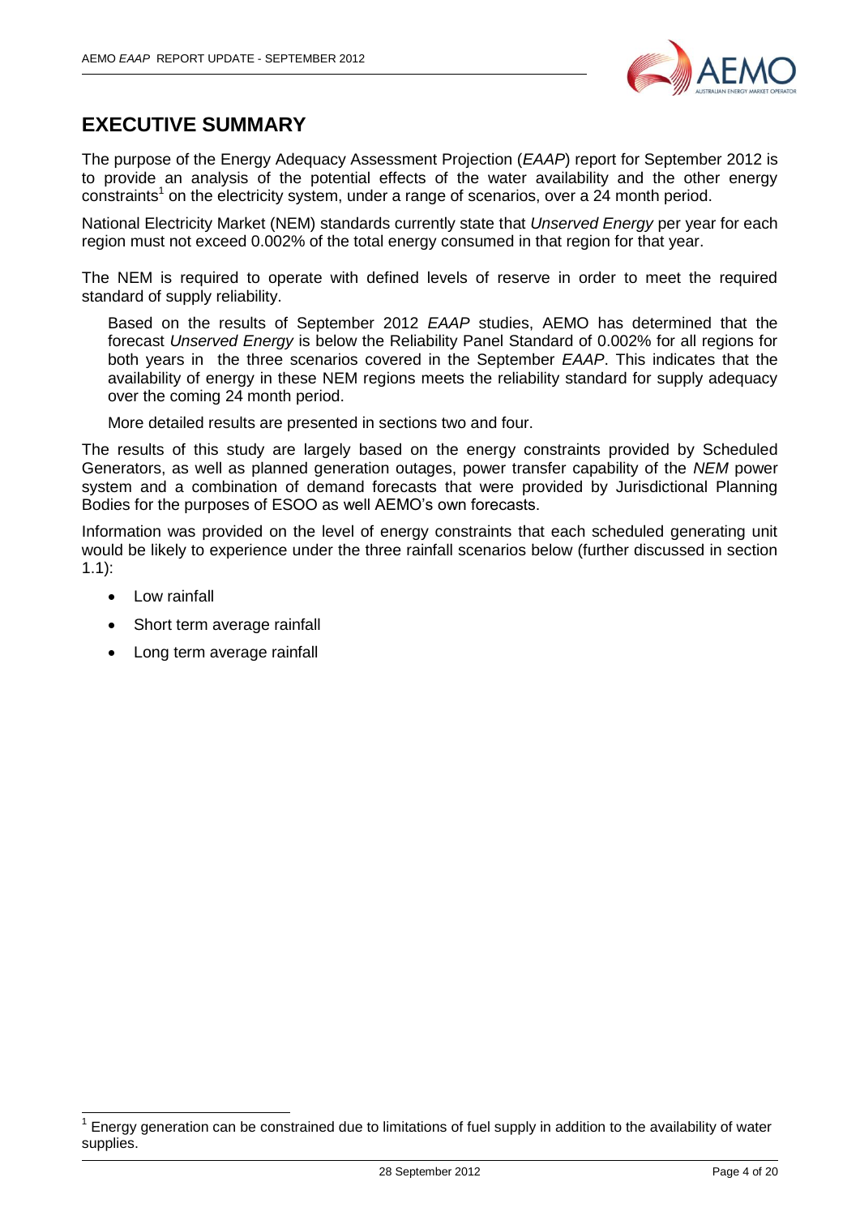# EXECUTIVE SUMMARY

The purpose of the Energy Adequacy Assessment Projection (*EAAP*) report for September 2012 is to provide an analysis of the potential effects of the water availability and the other energy constraints[1] on the electricity system, under a range of scenarios, over a 24 month period.

National Electricity Market (NEM) standards currently state that *Unserved Energy* per year for each region must not exceed 0.002% of the total energy consumed in that region for that year.

The NEM is required to operate with defined levels of reserve in order to meet the required standard of supply reliability.

Based on the results of September 2012 *EAAP* studies, AEMO has determined that the forecast *Unserved Energy* is below the Reliability Panel Standard of 0.002% for all regions for both years in the three scenarios covered in the September *EAAP*. This indicates that the availability of energy in these NEM regions meets the reliability standard for supply adequacy over the coming 24 month period.

More detailed results are presented in sections two and four.

The results of this study are largely based on the energy constraints provided by Scheduled Generators, as well as planned generation outages, power transfer capability of the *NEM* power system and a combination of demand forecasts that were provided by Jurisdictional Planning Bodies for the purposes of ESOO as well AEMO's own forecasts.

Information was provided on the level of energy constraints that each scheduled generating unit would be likely to experience under the three rainfall scenarios below (further discussed in section 1.1):

- Low rainfall
- Short term average rainfall
- Long term average rainfall

[1] Energy generation can be constrained due to limitations of fuel supply in addition to the availability of water supplies.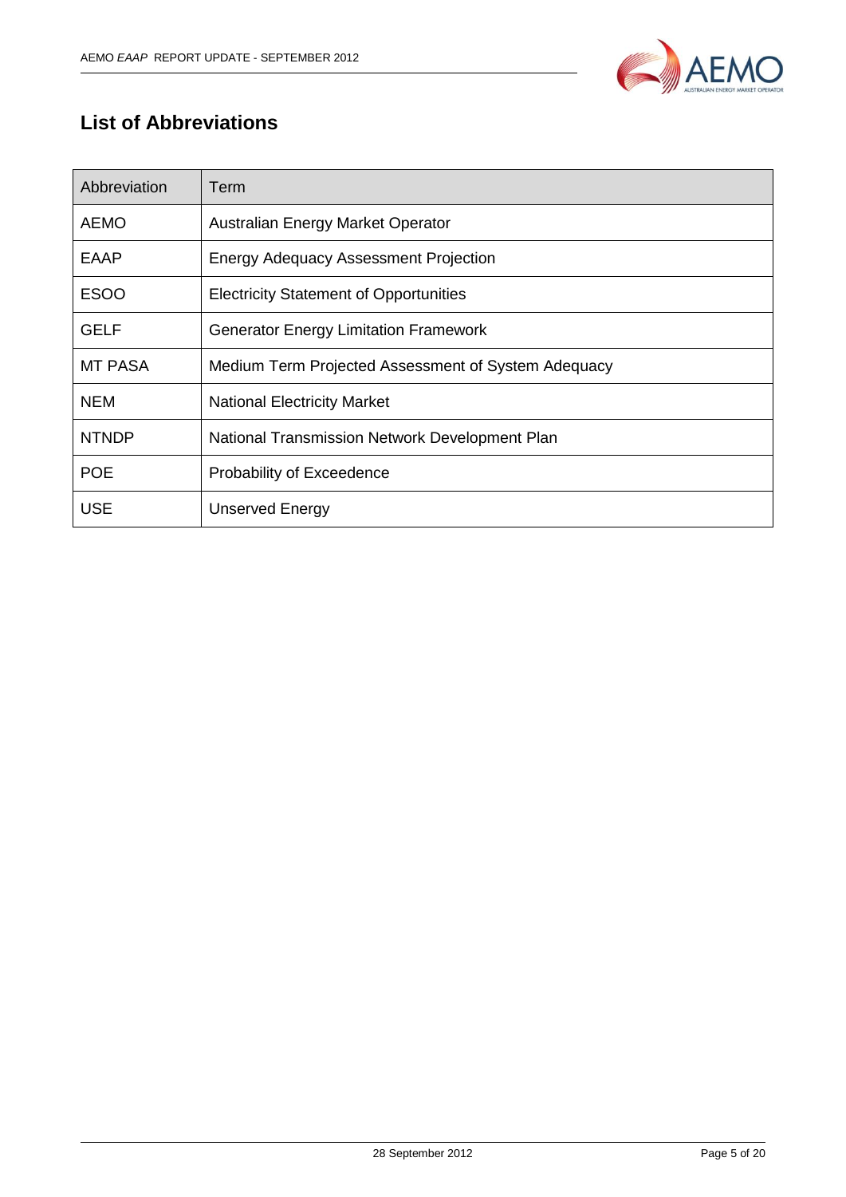## List of Abbreviations

| Abbreviation | Term |
| --- | --- |
| AEMO | Australian Energy Market Operator |
| EAAP | Energy Adequacy Assessment Projection |
| ESOO | Electricity Statement of Opportunities |
| GELF | Generator Energy Limitation Framework |
| MT PASA | Medium Term Projected Assessment of System Adequacy |
| NEM | National Electricity Market |
| NTNDP | National Transmission Network Development Plan |
| POE | Probability of Exceedence |
| USE | Unserved Energy |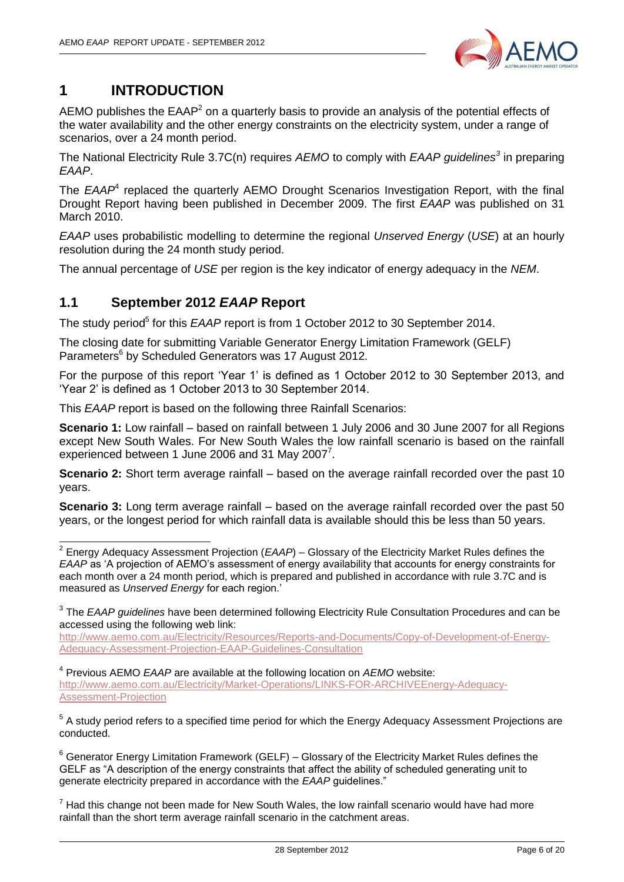# 1 INTRODUCTION

AEMO publishes the EAAP[2] on a quarterly basis to provide an analysis of the potential effects of the water availability and the other energy constraints on the electricity system, under a range of scenarios, over a 24 month period.

The National Electricity Rule 3.7C(n) requires *AEMO* to comply with *EAAP guidelines*[3] in preparing *EAAP*.

The *EAAP*[4] replaced the quarterly AEMO Drought Scenarios Investigation Report, with the final Drought Report having been published in December 2009. The first *EAAP* was published on 31 March 2010.

*EAAP* uses probabilistic modelling to determine the regional *Unserved Energy* (*USE*) at an hourly resolution during the 24 month study period.

The annual percentage of *USE* per region is the key indicator of energy adequacy in the *NEM*.

## 1.1 September 2012 *EAAP* Report

The study period[5] for this *EAAP* report is from 1 October 2012 to 30 September 2014.

The closing date for submitting Variable Generator Energy Limitation Framework (GELF) Parameters[6] by Scheduled Generators was 17 August 2012.

For the purpose of this report 'Year 1' is defined as 1 October 2012 to 30 September 2013, and 'Year 2' is defined as 1 October 2013 to 30 September 2014.

This *EAAP* report is based on the following three Rainfall Scenarios:

**Scenario 1:** Low rainfall – based on rainfall between 1 July 2006 and 30 June 2007 for all Regions except New South Wales. For New South Wales the low rainfall scenario is based on the rainfall experienced between 1 June 2006 and 31 May 2007[7].

**Scenario 2:** Short term average rainfall – based on the average rainfall recorded over the past 10 years.

**Scenario 3:** Long term average rainfall – based on the average rainfall recorded over the past 50 years, or the longest period for which rainfall data is available should this be less than 50 years.

---

[2] Energy Adequacy Assessment Projection (*EAAP*) – Glossary of the Electricity Market Rules defines the *EAAP* as 'A projection of AEMO's assessment of energy availability that accounts for energy constraints for each month over a 24 month period, which is prepared and published in accordance with rule 3.7C and is measured as *Unserved Energy* for each region.'

[3] The *EAAP guidelines* have been determined following Electricity Rule Consultation Procedures and can be accessed using the following web link: http://www.aemo.com.au/Electricity/Resources/Reports-and-Documents/Copy-of-Development-of-Energy-Adequacy-Assessment-Projection-EAAP-Guidelines-Consultation

[4] Previous AEMO *EAAP* are available at the following location on *AEMO* website: http://www.aemo.com.au/Electricity/Market-Operations/LINKS-FOR-ARCHIVEEnergy-Adequacy-Assessment-Projection

[5] A study period refers to a specified time period for which the Energy Adequacy Assessment Projections are conducted.

[6] Generator Energy Limitation Framework (GELF) – Glossary of the Electricity Market Rules defines the GELF as "A description of the energy constraints that affect the ability of scheduled generating unit to generate electricity prepared in accordance with the *EAAP* guidelines."

[7] Had this change not been made for New South Wales, the low rainfall scenario would have had more rainfall than the short term average rainfall scenario in the catchment areas.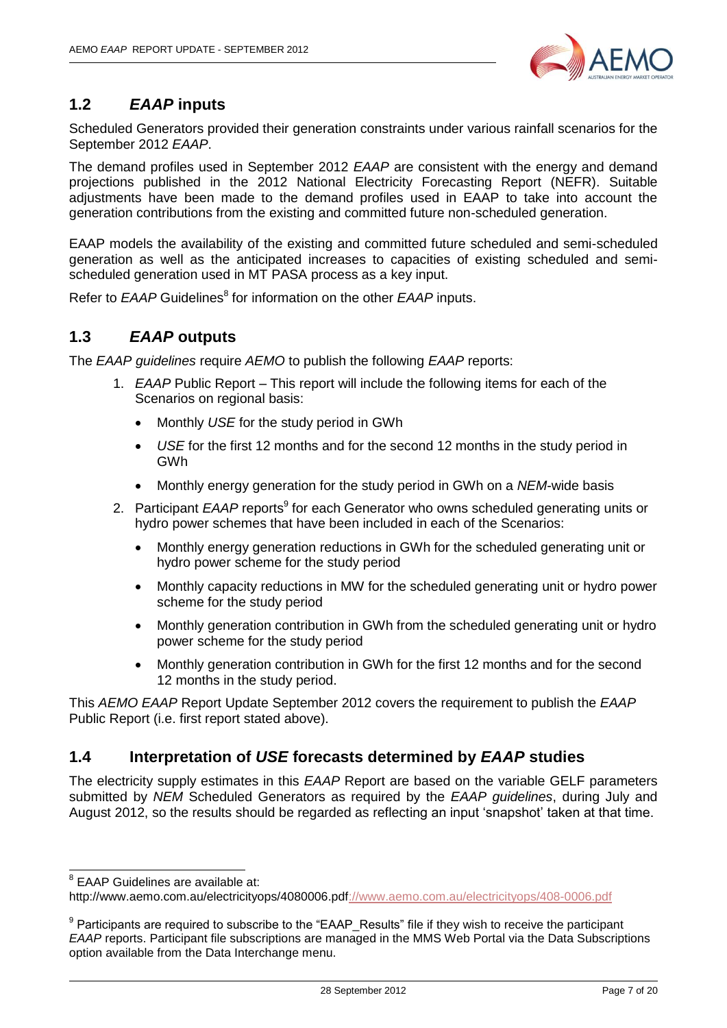## 1.2 *EAAP* inputs

Scheduled Generators provided their generation constraints under various rainfall scenarios for the September 2012 *EAAP*.

The demand profiles used in September 2012 *EAAP* are consistent with the energy and demand projections published in the 2012 National Electricity Forecasting Report (NEFR). Suitable adjustments have been made to the demand profiles used in EAAP to take into account the generation contributions from the existing and committed future non-scheduled generation.

EAAP models the availability of the existing and committed future scheduled and semi-scheduled generation as well as the anticipated increases to capacities of existing scheduled and semi-scheduled generation used in MT PASA process as a key input.

Refer to *EAAP* Guidelines[8] for information on the other *EAAP* inputs.

## 1.3 *EAAP* outputs

The *EAAP guidelines* require *AEMO* to publish the following *EAAP* reports:

1. *EAAP* Public Report – This report will include the following items for each of the Scenarios on regional basis:
   - Monthly *USE* for the study period in GWh
   - *USE* for the first 12 months and for the second 12 months in the study period in GWh
   - Monthly energy generation for the study period in GWh on a *NEM*-wide basis
2. Participant *EAAP* reports[9] for each Generator who owns scheduled generating units or hydro power schemes that have been included in each of the Scenarios:
   - Monthly energy generation reductions in GWh for the scheduled generating unit or hydro power scheme for the study period
   - Monthly capacity reductions in MW for the scheduled generating unit or hydro power scheme for the study period
   - Monthly generation contribution in GWh from the scheduled generating unit or hydro power scheme for the study period
   - Monthly generation contribution in GWh for the first 12 months and for the second 12 months in the study period.

This *AEMO EAAP* Report Update September 2012 covers the requirement to publish the *EAAP* Public Report (i.e. first report stated above).

## 1.4 Interpretation of *USE* forecasts determined by *EAAP* studies

The electricity supply estimates in this *EAAP* Report are based on the variable GELF parameters submitted by *NEM* Scheduled Generators as required by the *EAAP guidelines*, during July and August 2012, so the results should be regarded as reflecting an input 'snapshot' taken at that time.

---

[8] EAAP Guidelines are available at:
http://www.aemo.com.au/electricityops/4080006.pdf://www.aemo.com.au/electricityops/408-0006.pdf

[9] Participants are required to subscribe to the "EAAP_Results" file if they wish to receive the participant *EAAP* reports. Participant file subscriptions are managed in the MMS Web Portal via the Data Subscriptions option available from the Data Interchange menu.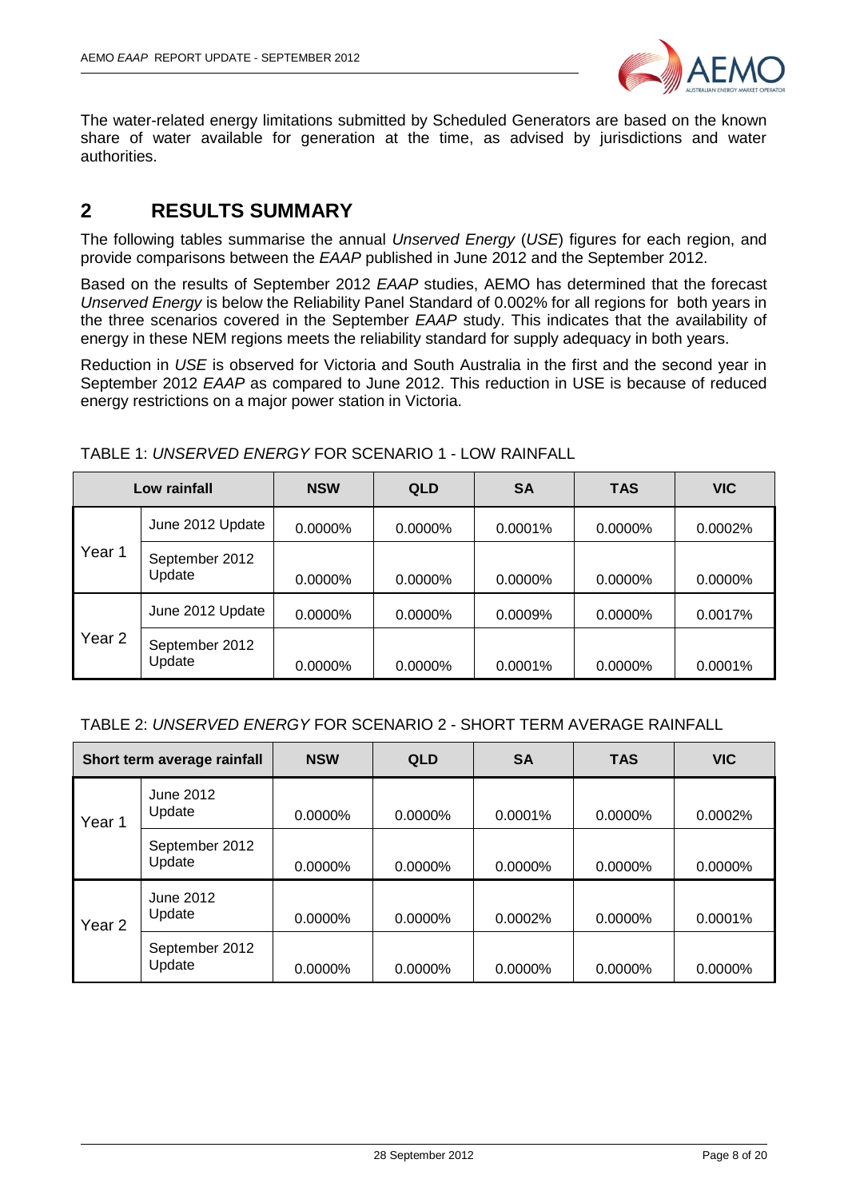The water-related energy limitations submitted by Scheduled Generators are based on the known share of water available for generation at the time, as advised by jurisdictions and water authorities.

# 2 RESULTS SUMMARY

The following tables summarise the annual *Unserved Energy* (*USE*) figures for each region, and provide comparisons between the *EAAP* published in June 2012 and the September 2012.

Based on the results of September 2012 *EAAP* studies, AEMO has determined that the forecast *Unserved Energy* is below the Reliability Panel Standard of 0.002% for all regions for both years in the three scenarios covered in the September *EAAP* study. This indicates that the availability of energy in these NEM regions meets the reliability standard for supply adequacy in both years.

Reduction in *USE* is observed for Victoria and South Australia in the first and the second year in September 2012 *EAAP* as compared to June 2012. This reduction in USE is because of reduced energy restrictions on a major power station in Victoria.

TABLE 1: *UNSERVED ENERGY* FOR SCENARIO 1 - LOW RAINFALL

| Low rainfall | | NSW | QLD | SA | TAS | VIC |
|---|---|---|---|---|---|---|
| Year 1 | June 2012 Update | 0.0000% | 0.0000% | 0.0001% | 0.0000% | 0.0002% |
| | September 2012 Update | 0.0000% | 0.0000% | 0.0000% | 0.0000% | 0.0000% |
| Year 2 | June 2012 Update | 0.0000% | 0.0000% | 0.0009% | 0.0000% | 0.0017% |
| | September 2012 Update | 0.0000% | 0.0000% | 0.0001% | 0.0000% | 0.0001% |

TABLE 2: *UNSERVED ENERGY* FOR SCENARIO 2 - SHORT TERM AVERAGE RAINFALL

| Short term average rainfall | | NSW | QLD | SA | TAS | VIC |
|---|---|---|---|---|---|---|
| Year 1 | June 2012 Update | 0.0000% | 0.0000% | 0.0001% | 0.0000% | 0.0002% |
| | September 2012 Update | 0.0000% | 0.0000% | 0.0000% | 0.0000% | 0.0000% |
| Year 2 | June 2012 Update | 0.0000% | 0.0000% | 0.0002% | 0.0000% | 0.0001% |
| | September 2012 Update | 0.0000% | 0.0000% | 0.0000% | 0.0000% | 0.0000% |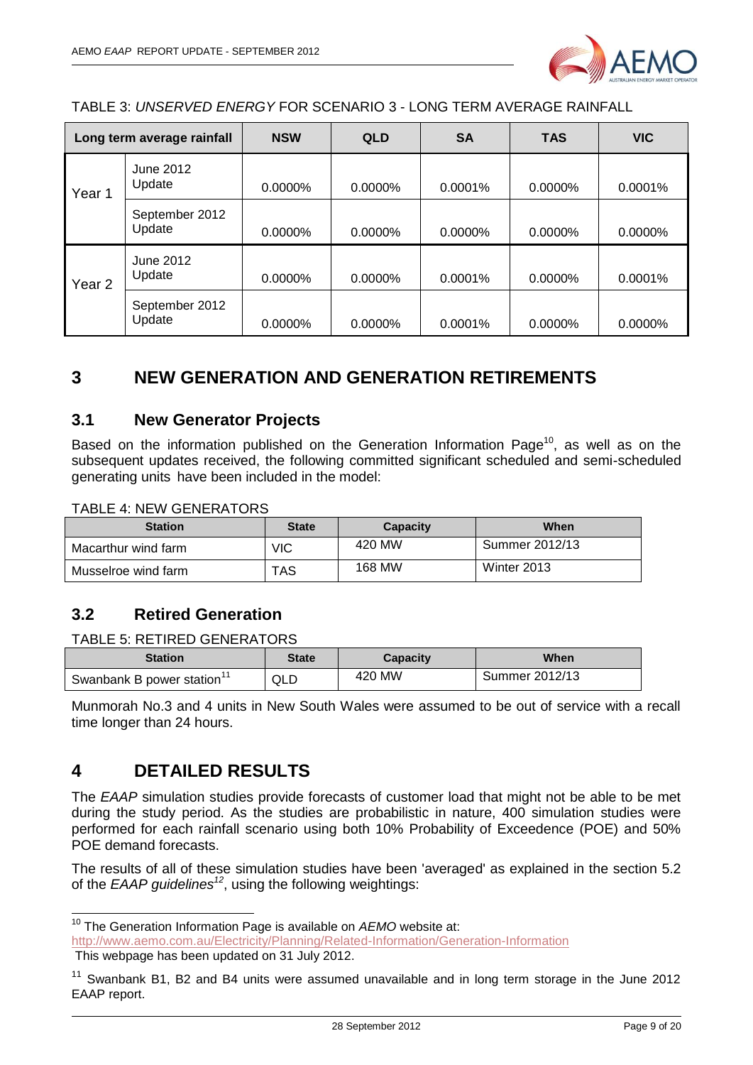TABLE 3: *UNSERVED ENERGY* FOR SCENARIO 3 - LONG TERM AVERAGE RAINFALL

| Long term average rainfall | | NSW | QLD | SA | TAS | VIC |
|---|---|---|---|---|---|---|
| Year 1 | June 2012 Update | 0.0000% | 0.0000% | 0.0001% | 0.0000% | 0.0001% |
| | September 2012 Update | 0.0000% | 0.0000% | 0.0000% | 0.0000% | 0.0000% |
| Year 2 | June 2012 Update | 0.0000% | 0.0000% | 0.0001% | 0.0000% | 0.0001% |
| | September 2012 Update | 0.0000% | 0.0000% | 0.0001% | 0.0000% | 0.0000% |

# 3 NEW GENERATION AND GENERATION RETIREMENTS

## 3.1 New Generator Projects

Based on the information published on the Generation Information Page[10], as well as on the subsequent updates received, the following committed significant scheduled and semi-scheduled generating units have been included in the model:

TABLE 4: NEW GENERATORS

| Station | State | Capacity | When |
|---|---|---|---|
| Macarthur wind farm | VIC | 420 MW | Summer 2012/13 |
| Musselroe wind farm | TAS | 168 MW | Winter 2013 |

## 3.2 Retired Generation

TABLE 5: RETIRED GENERATORS

| Station | State | Capacity | When |
|---|---|---|---|
| Swanbank B power station[11] | QLD | 420 MW | Summer 2012/13 |

Munmorah No.3 and 4 units in New South Wales were assumed to be out of service with a recall time longer than 24 hours.

# 4 DETAILED RESULTS

The *EAAP* simulation studies provide forecasts of customer load that might not be able to be met during the study period. As the studies are probabilistic in nature, 400 simulation studies were performed for each rainfall scenario using both 10% Probability of Exceedence (POE) and 50% POE demand forecasts.

The results of all of these simulation studies have been 'averaged' as explained in the section 5.2 of the *EAAP guidelines*[12], using the following weightings:

[10] The Generation Information Page is available on *AEMO* website at: http://www.aemo.com.au/Electricity/Planning/Related-Information/Generation-Information This webpage has been updated on 31 July 2012.

[11] Swanbank B1, B2 and B4 units were assumed unavailable and in long term storage in the June 2012 EAAP report.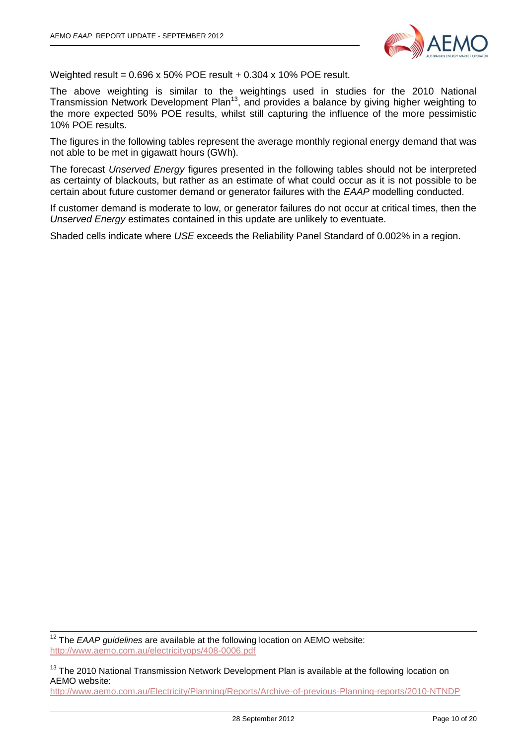Weighted result = 0.696 x 50% POE result + 0.304 x 10% POE result.

The above weighting is similar to the weightings used in studies for the 2010 National Transmission Network Development Plan[13], and provides a balance by giving higher weighting to the more expected 50% POE results, whilst still capturing the influence of the more pessimistic 10% POE results.

The figures in the following tables represent the average monthly regional energy demand that was not able to be met in gigawatt hours (GWh).

The forecast *Unserved Energy* figures presented in the following tables should not be interpreted as certainty of blackouts, but rather as an estimate of what could occur as it is not possible to be certain about future customer demand or generator failures with the *EAAP* modelling conducted.

If customer demand is moderate to low, or generator failures do not occur at critical times, then the *Unserved Energy* estimates contained in this update are unlikely to eventuate.

Shaded cells indicate where *USE* exceeds the Reliability Panel Standard of 0.002% in a region.

---

[12] The *EAAP guidelines* are available at the following location on AEMO website: http://www.aemo.com.au/electricityops/408-0006.pdf

[13] The 2010 National Transmission Network Development Plan is available at the following location on AEMO website: http://www.aemo.com.au/Electricity/Planning/Reports/Archive-of-previous-Planning-reports/2010-NTNDP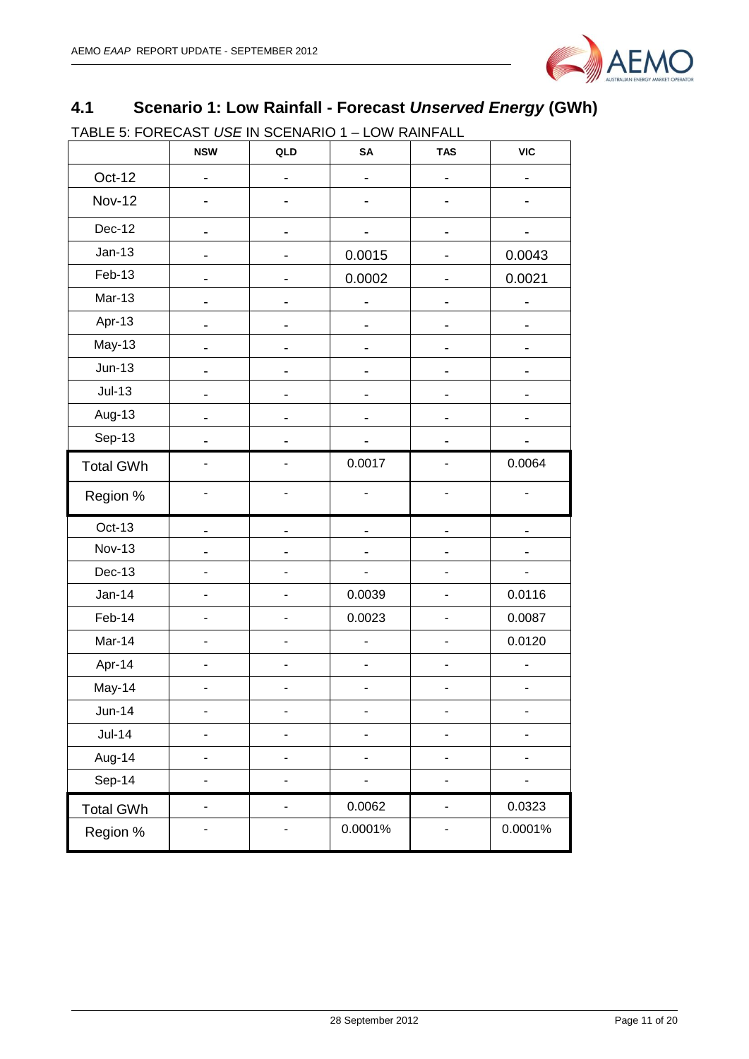## 4.1 Scenario 1: Low Rainfall - Forecast *Unserved Energy* (GWh)

TABLE 5: FORECAST *USE* IN SCENARIO 1 – LOW RAINFALL

| | NSW | QLD | SA | TAS | VIC |
|---|---|---|---|---|---|
| Oct-12 | - | - | - | - | - |
| Nov-12 | - | - | - | - | - |
| Dec-12 | - | - | - | - | - |
| Jan-13 | - | - | 0.0015 | - | 0.0043 |
| Feb-13 | - | - | 0.0002 | - | 0.0021 |
| Mar-13 | - | - | - | - | - |
| Apr-13 | - | - | - | - | - |
| May-13 | - | - | - | - | - |
| Jun-13 | - | - | - | - | - |
| Jul-13 | - | - | - | - | - |
| Aug-13 | - | - | - | - | - |
| Sep-13 | - | - | - | - | - |
| Total GWh | - | - | 0.0017 | - | 0.0064 |
| Region % | - | - | - | - | - |
| Oct-13 | - | - | - | - | - |
| Nov-13 | - | - | - | - | - |
| Dec-13 | - | - | - | - | - |
| Jan-14 | - | - | 0.0039 | - | 0.0116 |
| Feb-14 | - | - | 0.0023 | - | 0.0087 |
| Mar-14 | - | - | - | - | 0.0120 |
| Apr-14 | - | - | - | - | - |
| May-14 | - | - | - | - | - |
| Jun-14 | - | - | - | - | - |
| Jul-14 | - | - | - | - | - |
| Aug-14 | - | - | - | - | - |
| Sep-14 | - | - | - | - | - |
| Total GWh | - | - | 0.0062 | - | 0.0323 |
| Region % | - | - | 0.0001% | - | 0.0001% |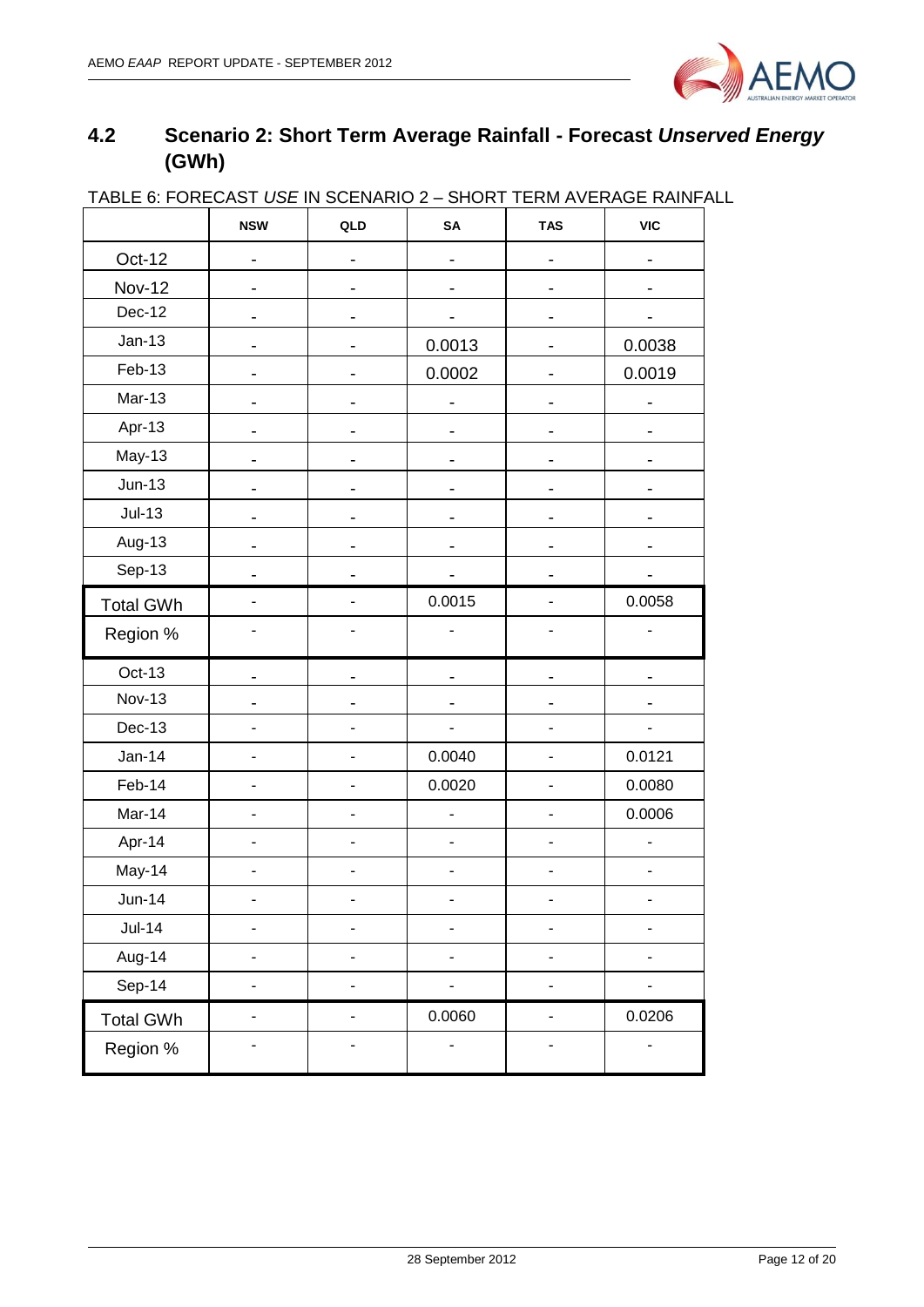## 4.2 Scenario 2: Short Term Average Rainfall - Forecast *Unserved Energy* (GWh)

TABLE 6: FORECAST *USE* IN SCENARIO 2 – SHORT TERM AVERAGE RAINFALL

| | NSW | QLD | SA | TAS | VIC |
|---|---|---|---|---|---|
| Oct-12 | - | - | - | - | - |
| Nov-12 | - | - | - | - | - |
| Dec-12 | - | - | - | - | - |
| Jan-13 | - | - | 0.0013 | - | 0.0038 |
| Feb-13 | - | - | 0.0002 | - | 0.0019 |
| Mar-13 | - | - | - | - | - |
| Apr-13 | - | - | - | - | - |
| May-13 | - | - | - | - | - |
| Jun-13 | - | - | - | - | - |
| Jul-13 | - | - | - | - | - |
| Aug-13 | - | - | - | - | - |
| Sep-13 | - | - | - | - | - |
| Total GWh | - | - | 0.0015 | - | 0.0058 |
| Region % | - | - | - | - | - |
| Oct-13 | - | - | - | - | - |
| Nov-13 | - | - | - | - | - |
| Dec-13 | - | - | - | - | - |
| Jan-14 | - | - | 0.0040 | - | 0.0121 |
| Feb-14 | - | - | 0.0020 | - | 0.0080 |
| Mar-14 | - | - | - | - | 0.0006 |
| Apr-14 | - | - | - | - | - |
| May-14 | - | - | - | - | - |
| Jun-14 | - | - | - | - | - |
| Jul-14 | - | - | - | - | - |
| Aug-14 | - | - | - | - | - |
| Sep-14 | - | - | - | - | - |
| Total GWh | - | - | 0.0060 | - | 0.0206 |
| Region % | - | - | - | - | - |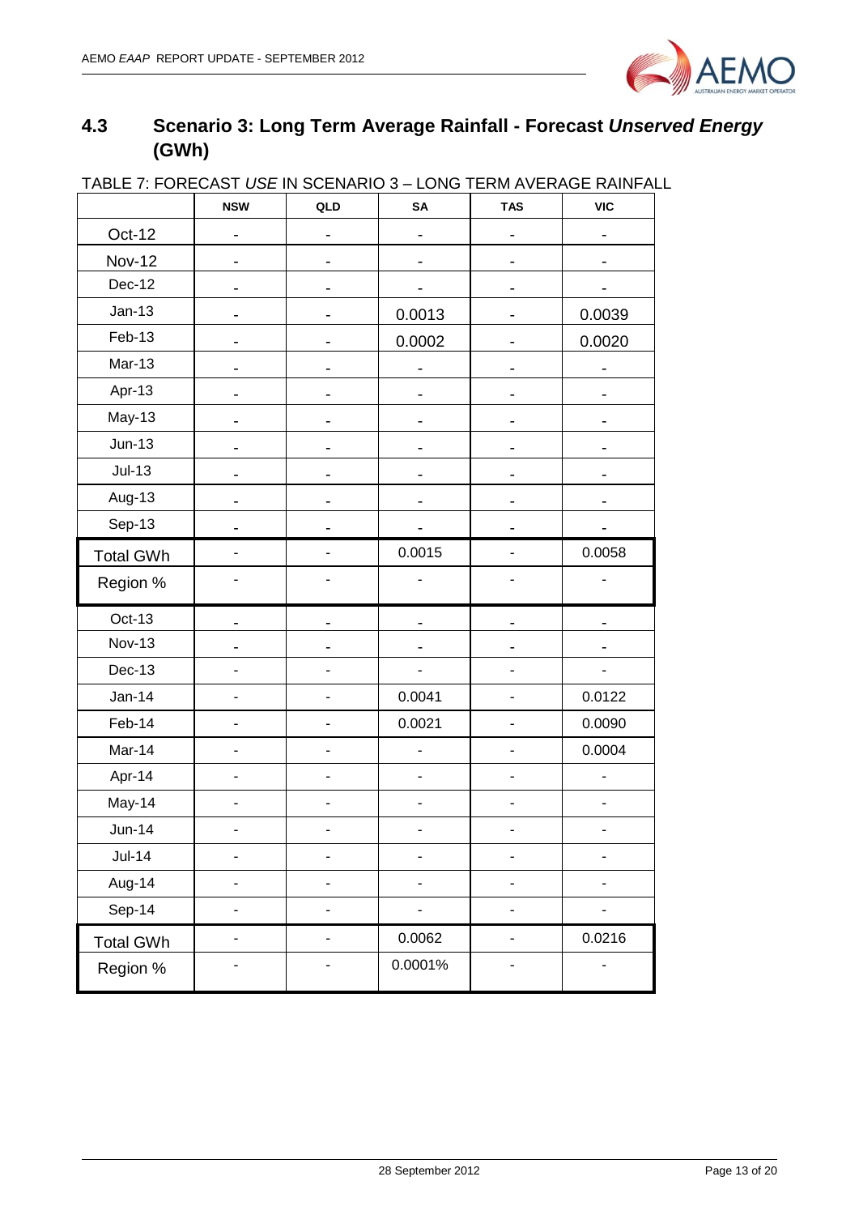## 4.3 Scenario 3: Long Term Average Rainfall - Forecast *Unserved Energy* (GWh)

TABLE 7: FORECAST *USE* IN SCENARIO 3 – LONG TERM AVERAGE RAINFALL

| | NSW | QLD | SA | TAS | VIC |
|---|---|---|---|---|---|
| Oct-12 | - | - | - | - | - |
| Nov-12 | - | - | - | - | - |
| Dec-12 | - | - | - | - | - |
| Jan-13 | - | - | 0.0013 | - | 0.0039 |
| Feb-13 | - | - | 0.0002 | - | 0.0020 |
| Mar-13 | - | - | - | - | - |
| Apr-13 | - | - | - | - | - |
| May-13 | - | - | - | - | - |
| Jun-13 | - | - | - | - | - |
| Jul-13 | - | - | - | - | - |
| Aug-13 | - | - | - | - | - |
| Sep-13 | - | - | - | - | - |
| Total GWh | - | - | 0.0015 | - | 0.0058 |
| Region % | - | - | - | - | - |
| Oct-13 | - | - | - | - | - |
| Nov-13 | - | - | - | - | - |
| Dec-13 | - | - | - | - | - |
| Jan-14 | - | - | 0.0041 | - | 0.0122 |
| Feb-14 | - | - | 0.0021 | - | 0.0090 |
| Mar-14 | - | - | - | - | 0.0004 |
| Apr-14 | - | - | - | - | - |
| May-14 | - | - | - | - | - |
| Jun-14 | - | - | - | - | - |
| Jul-14 | - | - | - | - | - |
| Aug-14 | - | - | - | - | - |
| Sep-14 | - | - | - | - | - |
| Total GWh | - | - | 0.0062 | - | 0.0216 |
| Region % | - | - | 0.0001% | - | - |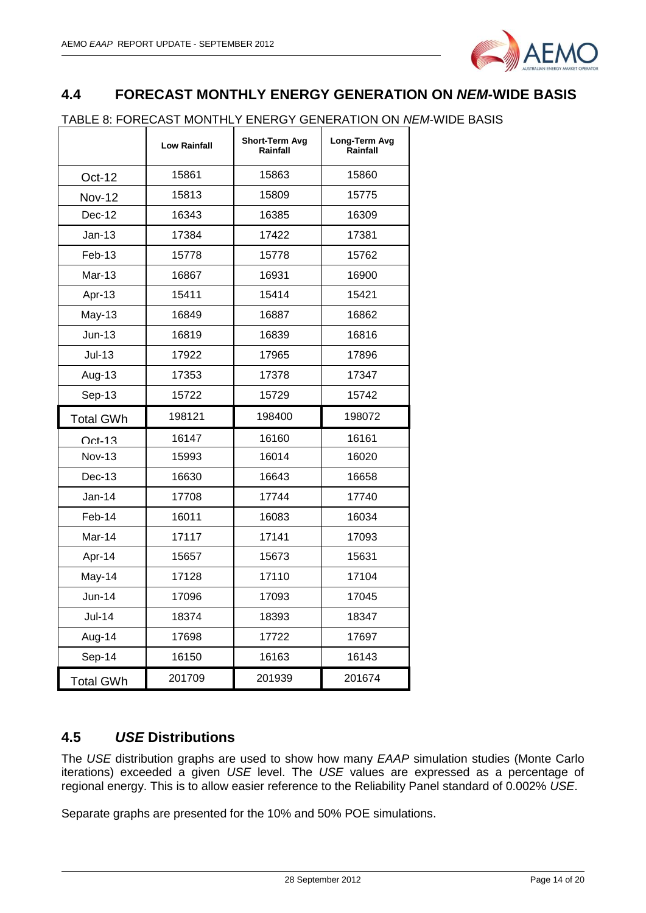## 4.4 FORECAST MONTHLY ENERGY GENERATION ON *NEM*-WIDE BASIS

TABLE 8: FORECAST MONTHLY ENERGY GENERATION ON *NEM*-WIDE BASIS

| | Low Rainfall | Short-Term Avg Rainfall | Long-Term Avg Rainfall |
|---|---|---|---|
| Oct-12 | 15861 | 15863 | 15860 |
| Nov-12 | 15813 | 15809 | 15775 |
| Dec-12 | 16343 | 16385 | 16309 |
| Jan-13 | 17384 | 17422 | 17381 |
| Feb-13 | 15778 | 15778 | 15762 |
| Mar-13 | 16867 | 16931 | 16900 |
| Apr-13 | 15411 | 15414 | 15421 |
| May-13 | 16849 | 16887 | 16862 |
| Jun-13 | 16819 | 16839 | 16816 |
| Jul-13 | 17922 | 17965 | 17896 |
| Aug-13 | 17353 | 17378 | 17347 |
| Sep-13 | 15722 | 15729 | 15742 |
| Total GWh | 198121 | 198400 | 198072 |
| Oct-13 | 16147 | 16160 | 16161 |
| Nov-13 | 15993 | 16014 | 16020 |
| Dec-13 | 16630 | 16643 | 16658 |
| Jan-14 | 17708 | 17744 | 17740 |
| Feb-14 | 16011 | 16083 | 16034 |
| Mar-14 | 17117 | 17141 | 17093 |
| Apr-14 | 15657 | 15673 | 15631 |
| May-14 | 17128 | 17110 | 17104 |
| Jun-14 | 17096 | 17093 | 17045 |
| Jul-14 | 18374 | 18393 | 18347 |
| Aug-14 | 17698 | 17722 | 17697 |
| Sep-14 | 16150 | 16163 | 16143 |
| Total GWh | 201709 | 201939 | 201674 |

## 4.5 *USE* Distributions

The *USE* distribution graphs are used to show how many *EAAP* simulation studies (Monte Carlo iterations) exceeded a given *USE* level. The *USE* values are expressed as a percentage of regional energy. This is to allow easier reference to the Reliability Panel standard of 0.002% *USE*.

Separate graphs are presented for the 10% and 50% POE simulations.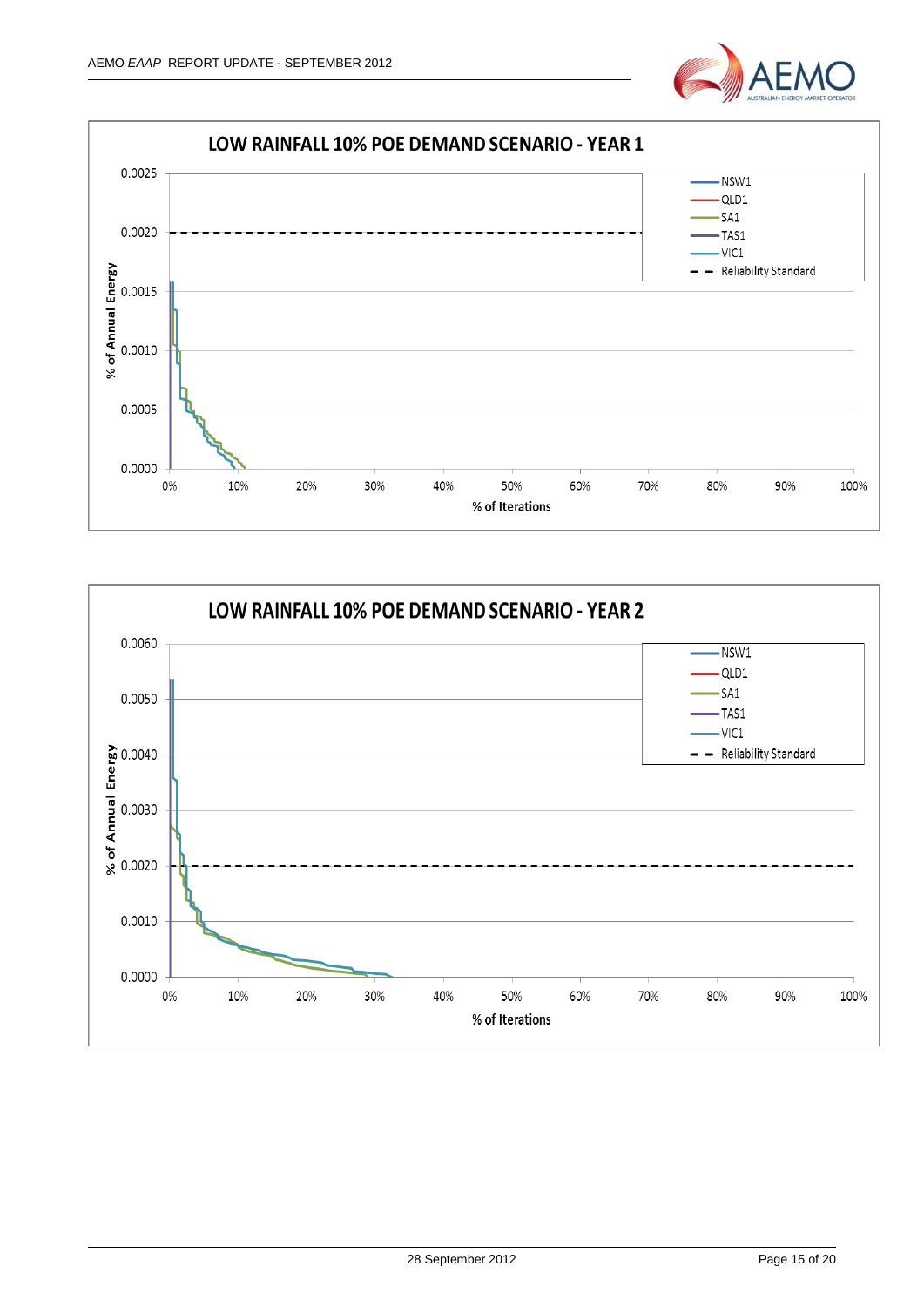**LOW RAINFALL 10% POE DEMAND SCENARIO - YEAR 1**

Y-axis: % of Annual Energy (0.0000 to 0.0025)

X-axis: % of Iterations (0% to 100%)

Legend: NSW1, QLD1, SA1, TAS1, VIC1, Reliability Standard

**LOW RAINFALL 10% POE DEMAND SCENARIO - YEAR 2**

Y-axis: % of Annual Energy (0.0000 to 0.0060)

X-axis: % of Iterations (0% to 100%)

Legend: NSW1, QLD1, SA1, TAS1, VIC1, Reliability Standard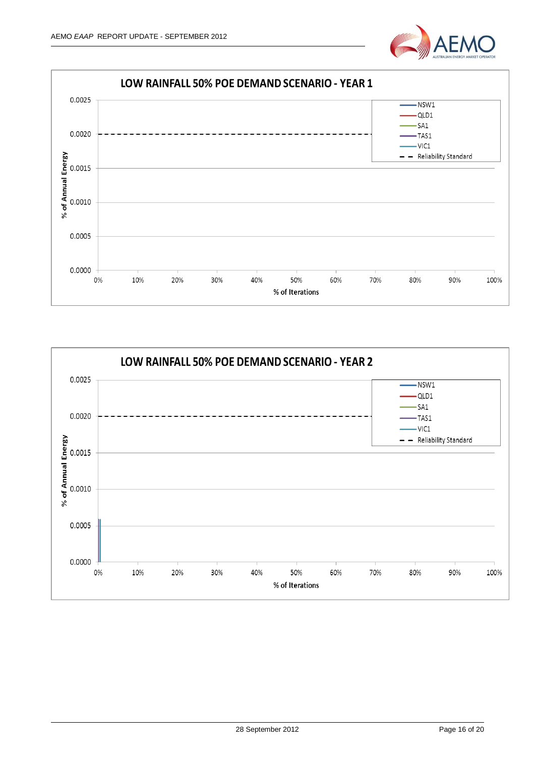**LOW RAINFALL 50% POE DEMAND SCENARIO - YEAR 1**

% of Annual Energy (0.0000 – 0.0025) vs % of Iterations (0% – 100%)

Legend: NSW1, QLD1, SA1, TAS1, VIC1, Reliability Standard

**LOW RAINFALL 50% POE DEMAND SCENARIO - YEAR 2**

% of Annual Energy (0.0000 – 0.0025) vs % of Iterations (0% – 100%)

Legend: NSW1, QLD1, SA1, TAS1, VIC1, Reliability Standard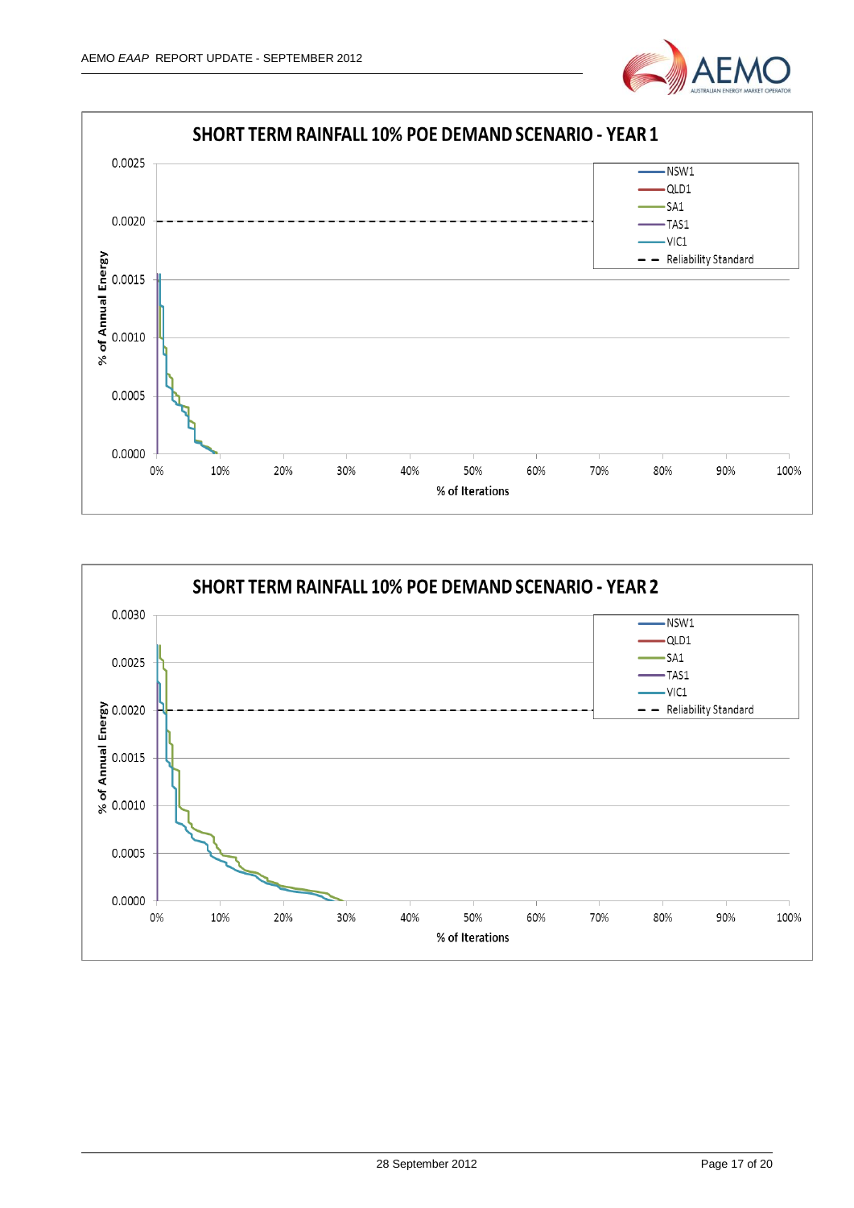**SHORT TERM RAINFALL 10% POE DEMAND SCENARIO - YEAR 1**

% of Annual Energy (0.0000 – 0.0025) vs % of Iterations (0% – 100%)

Legend: NSW1, QLD1, SA1, TAS1, VIC1, Reliability Standard

**SHORT TERM RAINFALL 10% POE DEMAND SCENARIO - YEAR 2**

% of Annual Energy (0.0000 – 0.0030) vs % of Iterations (0% – 100%)

Legend: NSW1, QLD1, SA1, TAS1, VIC1, Reliability Standard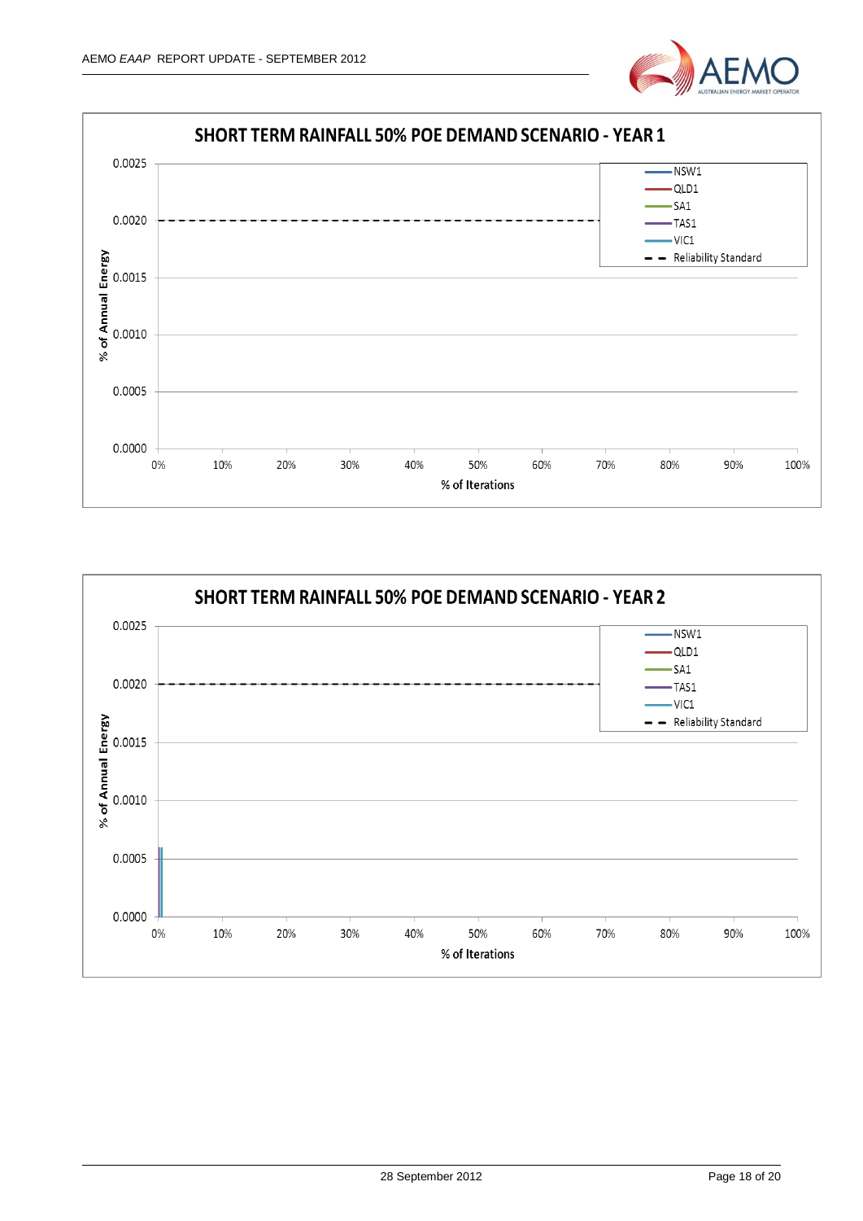**SHORT TERM RAINFALL 50% POE DEMAND SCENARIO - YEAR 1**

% of Annual Energy

0.0025

0.0020

0.0015

0.0010

0.0005

0.0000

0% 10% 20% 30% 40% 50% 60% 70% 80% 90% 100%

% of Iterations

NSW1
QLD1
SA1
TAS1
VIC1
Reliability Standard

**SHORT TERM RAINFALL 50% POE DEMAND SCENARIO - YEAR 2**

% of Annual Energy

0.0025

0.0020

0.0015

0.0010

0.0005

0.0000

0% 10% 20% 30% 40% 50% 60% 70% 80% 90% 100%

% of Iterations

NSW1
QLD1
SA1
TAS1
VIC1
Reliability Standard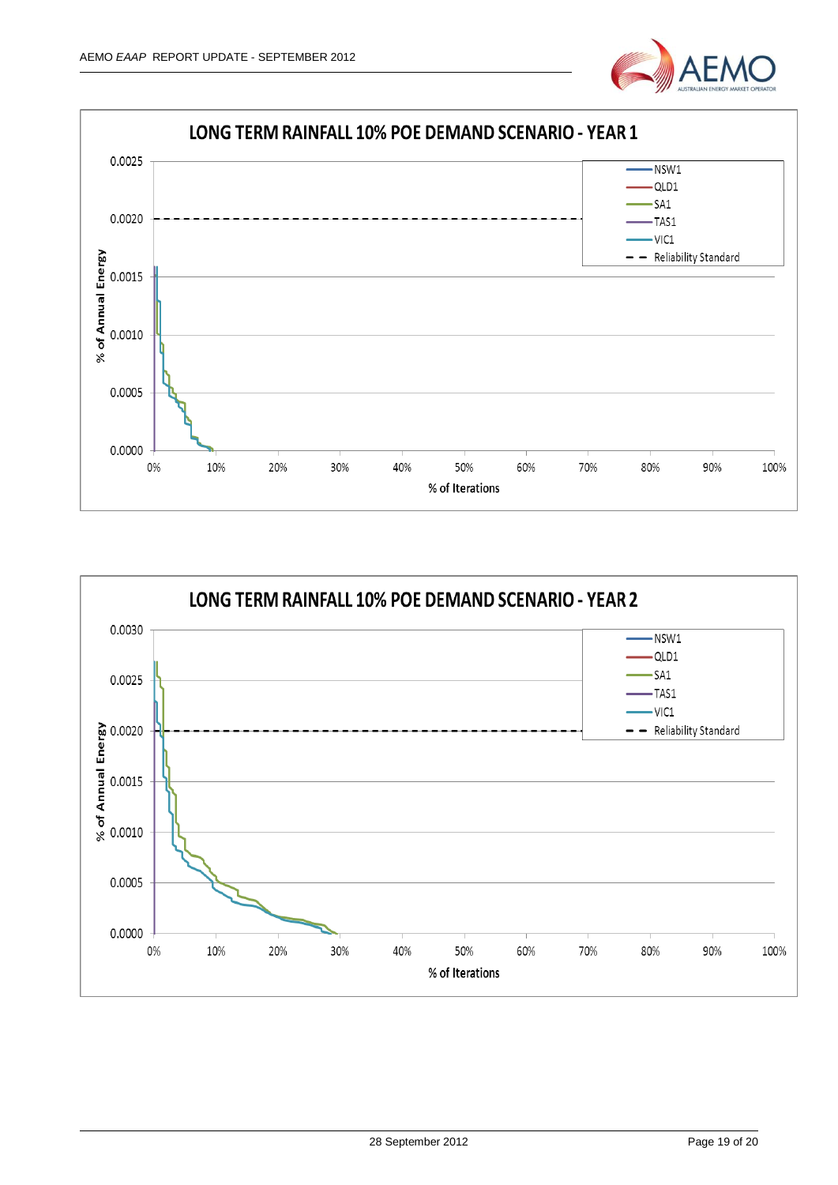**LONG TERM RAINFALL 10% POE DEMAND SCENARIO - YEAR 1**

**LONG TERM RAINFALL 10% POE DEMAND SCENARIO - YEAR 2**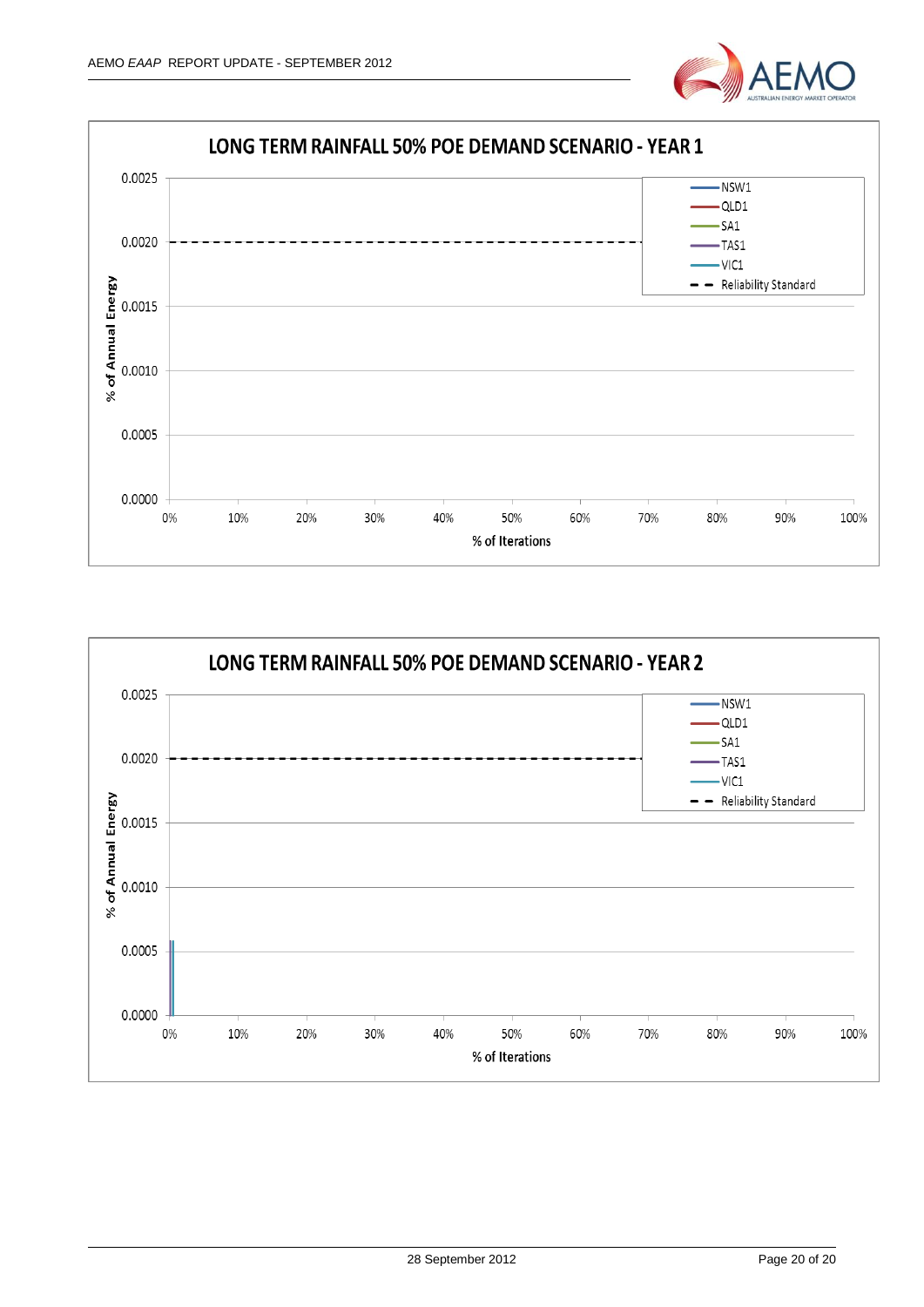LONG TERM RAINFALL 50% POE DEMAND SCENARIO - YEAR 1

0.0025
0.0020
0.0015
0.0010
0.0005
0.0000

% of Annual Energy

0% 10% 20% 30% 40% 50% 60% 70% 80% 90% 100%

% of Iterations

NSW1
QLD1
SA1
TAS1
VIC1
Reliability Standard

LONG TERM RAINFALL 50% POE DEMAND SCENARIO - YEAR 2

0.0025
0.0020
0.0015
0.0010
0.0005
0.0000

% of Annual Energy

0% 10% 20% 30% 40% 50% 60% 70% 80% 90% 100%

% of Iterations

NSW1
QLD1
SA1
TAS1
VIC1
Reliability Standard